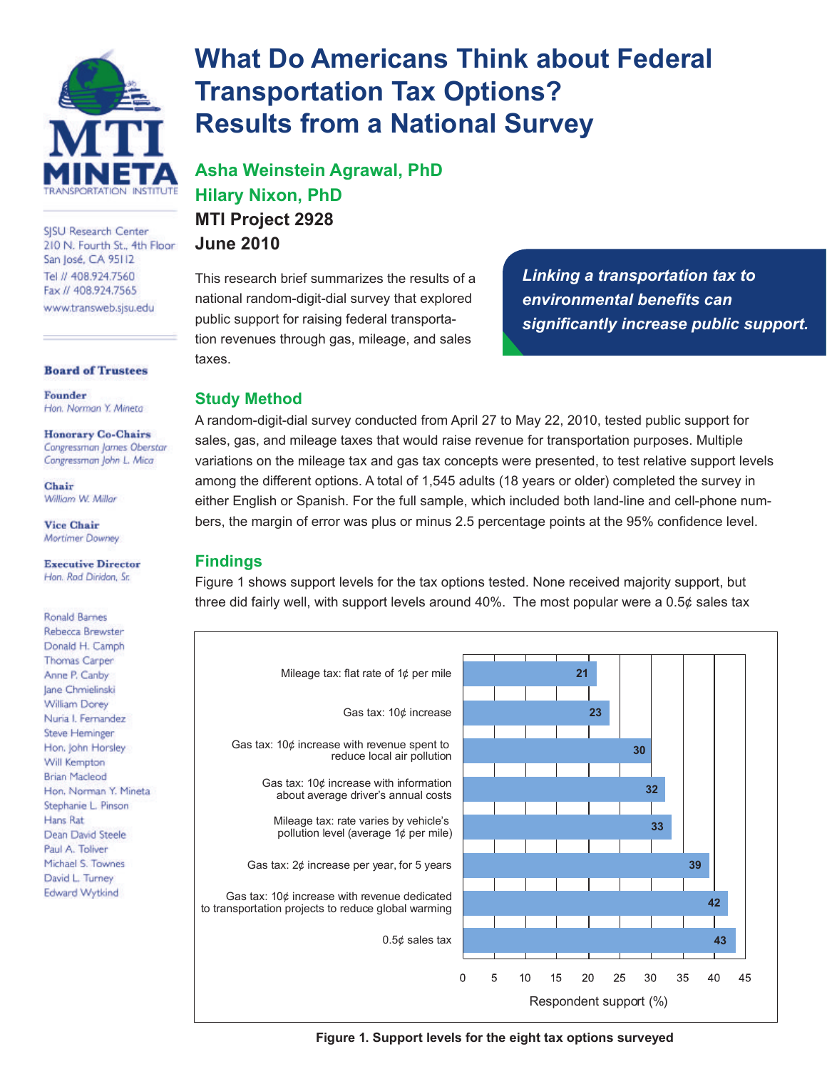# What Do Americans Think about Federal Transportation Tax Options? Results from a National Survey

**Asha Weinstein Agrawal, PhD**
**Hilary Nixon, PhD**
**MTI Project 2928**
**June 2010**

MTI MINETA TRANSPORTATION INSTITUTE

SJSU Research Center
210 N. Fourth St., 4th Floor
San José, CA 95112
Tel // 408.924.7560
Fax // 408.924.7565
www.transweb.sjsu.edu

**Board of Trustees**

**Founder**
*Hon. Norman Y. Mineta*

**Honorary Co-Chairs**
*Congressman James Oberstar*
*Congressman John L. Mica*

**Chair**
*William W. Millar*

**Vice Chair**
*Mortimer Downey*

**Executive Director**
*Hon. Rod Diridon, Sr.*

Ronald Barnes
Rebecca Brewster
Donald H. Camph
Thomas Carper
Anne P. Canby
Jane Chmielinski
William Dorey
Nuria I. Fernandez
Steve Heminger
Hon. John Horsley
Will Kempton
Brian Macleod
Hon. Norman Y. Mineta
Stephanie L. Pinson
Hans Rat
Dean David Steele
Paul A. Toliver
Michael S. Townes
David L. Turney
Edward Wytkind

This research brief summarizes the results of a national random-digit-dial survey that explored public support for raising federal transportation revenues through gas, mileage, and sales taxes.

***Linking a transportation tax to environmental benefits can significantly increase public support.***

## Study Method

A random-digit-dial survey conducted from April 27 to May 22, 2010, tested public support for sales, gas, and mileage taxes that would raise revenue for transportation purposes. Multiple variations on the mileage tax and gas tax concepts were presented, to test relative support levels among the different options. A total of 1,545 adults (18 years or older) completed the survey in either English or Spanish. For the full sample, which included both land-line and cell-phone numbers, the margin of error was plus or minus 2.5 percentage points at the 95% confidence level.

## Findings

Figure 1 shows support levels for the tax options tested. None received majority support, but three did fairly well, with support levels around 40%. The most popular were a 0.5¢ sales tax

| Tax option | Respondent support (%) |
|---|---|
| Mileage tax: flat rate of 1¢ per mile | 21 |
| Gas tax: 10¢ increase | 23 |
| Gas tax: 10¢ increase with revenue spent to reduce local air pollution | 30 |
| Gas tax: 10¢ increase with information about average driver's annual costs | 32 |
| Mileage tax: rate varies by vehicle's pollution level (average 1¢ per mile) | 33 |
| Gas tax: 2¢ increase per year, for 5 years | 39 |
| Gas tax: 10¢ increase with revenue dedicated to transportation projects to reduce global warming | 42 |
| 0.5¢ sales tax | 43 |

**Figure 1. Support levels for the eight tax options surveyed**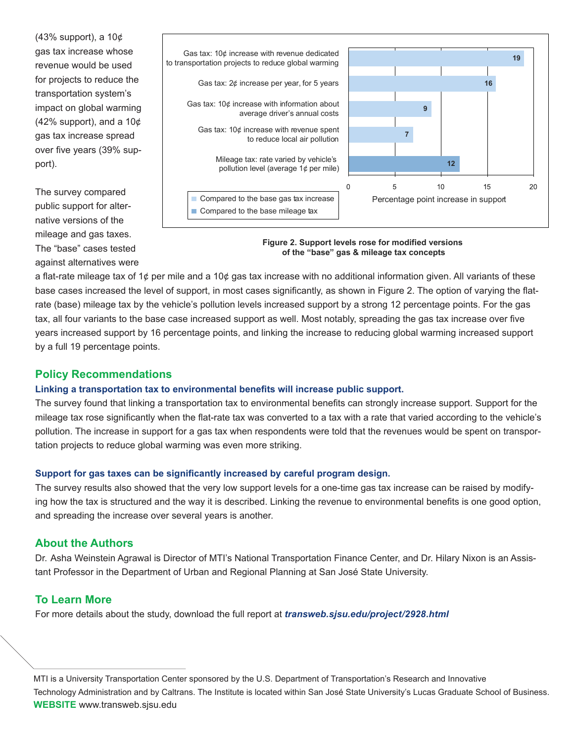(43% support), a 10¢ gas tax increase whose revenue would be used for projects to reduce the transportation system's impact on global warming (42% support), and a 10¢ gas tax increase spread over five years (39% support).

The survey compared public support for alternative versions of the mileage and gas taxes. The "base" cases tested against alternatives were a flat-rate mileage tax of 1¢ per mile and a 10¢ gas tax increase with no additional information given. All variants of these base cases increased the level of support, in most cases significantly, as shown in Figure 2. The option of varying the flat-rate (base) mileage tax by the vehicle's pollution levels increased support by a strong 12 percentage points. For the gas tax, all four variants to the base case increased support as well. Most notably, spreading the gas tax increase over five years increased support by 16 percentage points, and linking the increase to reducing global warming increased support by a full 19 percentage points.

Gas tax: 10¢ increase with revenue dedicated to transportation projects to reduce global warming — 19
Gas tax: 2¢ increase per year, for 5 years — 16
Gas tax: 10¢ increase with information about average driver's annual costs — 9
Gas tax: 10¢ increase with revenue spent to reduce local air pollution — 7
Mileage tax: rate varied by vehicle's pollution level (average 1¢ per mile) — 12

0 5 10 15 20
Percentage point increase in support

Compared to the base gas tax increase
Compared to the base mileage tax

**Figure 2. Support levels rose for modified versions of the "base" gas & mileage tax concepts**

## Policy Recommendations

### Linking a transportation tax to environmental benefits will increase public support.

The survey found that linking a transportation tax to environmental benefits can strongly increase support. Support for the mileage tax rose significantly when the flat-rate tax was converted to a tax with a rate that varied according to the vehicle's pollution. The increase in support for a gas tax when respondents were told that the revenues would be spent on transportation projects to reduce global warming was even more striking.

### Support for gas taxes can be significantly increased by careful program design.

The survey results also showed that the very low support levels for a one-time gas tax increase can be raised by modifying how the tax is structured and the way it is described. Linking the revenue to environmental benefits is one good option, and spreading the increase over several years is another.

## About the Authors

Dr. Asha Weinstein Agrawal is Director of MTI's National Transportation Finance Center, and Dr. Hilary Nixon is an Assistant Professor in the Department of Urban and Regional Planning at San José State University.

## To Learn More

For more details about the study, download the full report at ***transweb.sjsu.edu/project/2928.html***

MTI is a University Transportation Center sponsored by the U.S. Department of Transportation's Research and Innovative Technology Administration and by Caltrans. The Institute is located within San José State University's Lucas Graduate School of Business.
**WEBSITE** www.transweb.sjsu.edu